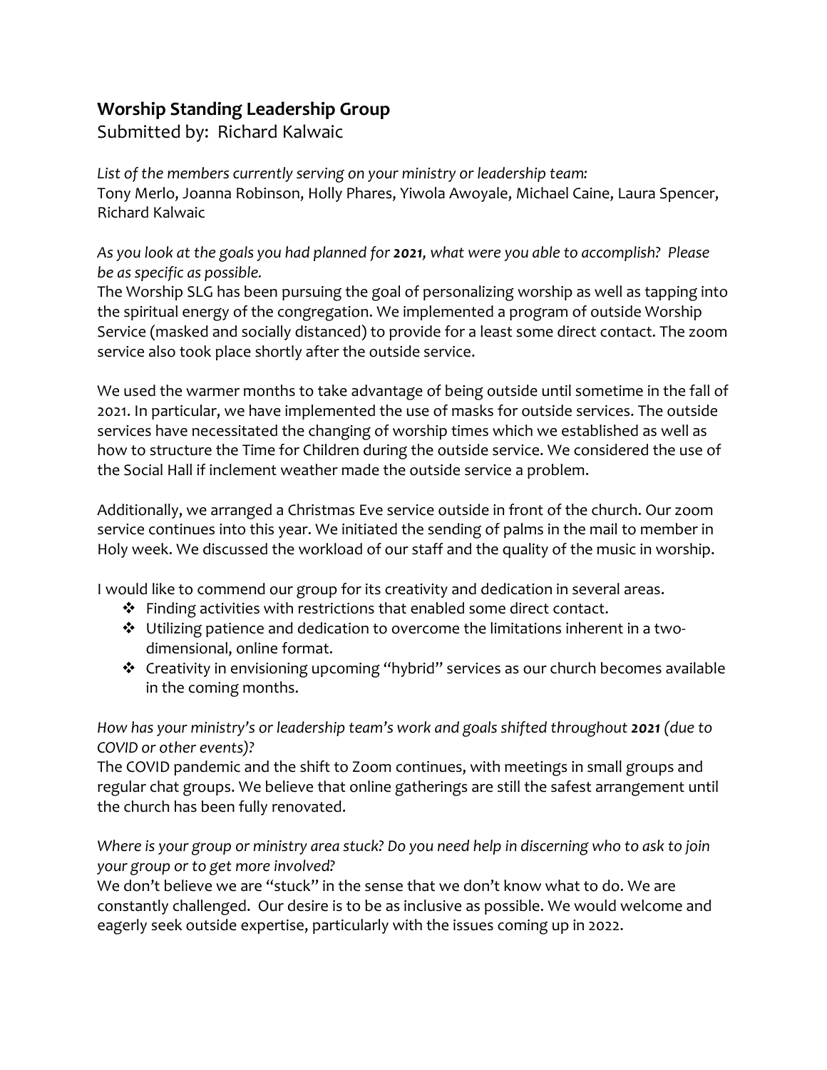## Worship Standing Leadership Group

Submitted by: Richard Kalwaic

*List of the members currently serving on your ministry or leadership team:*
Tony Merlo, Joanna Robinson, Holly Phares, Yiwola Awoyale, Michael Caine, Laura Spencer, Richard Kalwaic

*As you look at the goals you had planned for **2021**, what were you able to accomplish? Please be as specific as possible.*
The Worship SLG has been pursuing the goal of personalizing worship as well as tapping into the spiritual energy of the congregation. We implemented a program of outside Worship Service (masked and socially distanced) to provide for a least some direct contact. The zoom service also took place shortly after the outside service.

We used the warmer months to take advantage of being outside until sometime in the fall of 2021. In particular, we have implemented the use of masks for outside services. The outside services have necessitated the changing of worship times which we established as well as how to structure the Time for Children during the outside service. We considered the use of the Social Hall if inclement weather made the outside service a problem.

Additionally, we arranged a Christmas Eve service outside in front of the church. Our zoom service continues into this year. We initiated the sending of palms in the mail to member in Holy week. We discussed the workload of our staff and the quality of the music in worship.

I would like to commend our group for its creativity and dedication in several areas.

- Finding activities with restrictions that enabled some direct contact.
- Utilizing patience and dedication to overcome the limitations inherent in a two-dimensional, online format.
- Creativity in envisioning upcoming "hybrid" services as our church becomes available in the coming months.

*How has your ministry's or leadership team's work and goals shifted throughout **2021** (due to COVID or other events)?*
The COVID pandemic and the shift to Zoom continues, with meetings in small groups and regular chat groups. We believe that online gatherings are still the safest arrangement until the church has been fully renovated.

*Where is your group or ministry area stuck? Do you need help in discerning who to ask to join your group or to get more involved?*
We don't believe we are "stuck" in the sense that we don't know what to do. We are constantly challenged. Our desire is to be as inclusive as possible. We would welcome and eagerly seek outside expertise, particularly with the issues coming up in 2022.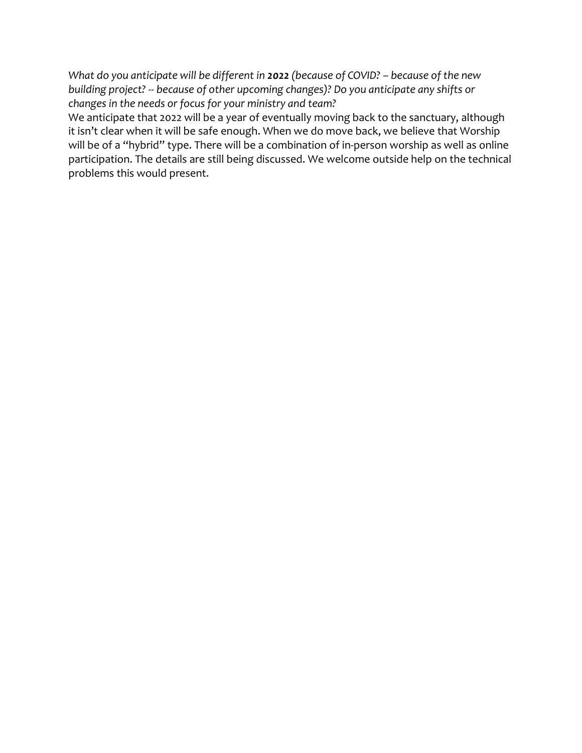*What do you anticipate will be different in **2022** (because of COVID? – because of the new building project? -- because of other upcoming changes)? Do you anticipate any shifts or changes in the needs or focus for your ministry and team?*

We anticipate that 2022 will be a year of eventually moving back to the sanctuary, although it isn't clear when it will be safe enough. When we do move back, we believe that Worship will be of a "hybrid" type. There will be a combination of in-person worship as well as online participation. The details are still being discussed. We welcome outside help on the technical problems this would present.